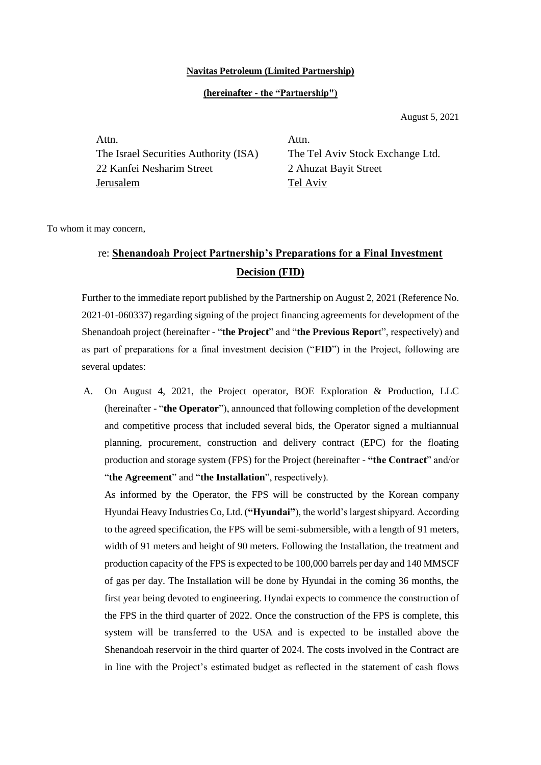**Navitas Petroleum (Limited Partnership)**

**(hereinafter - the "Partnership")**

August 5, 2021

Attn.
The Israel Securities Authority (ISA)
22 Kanfei Nesharim Street
Jerusalem

Attn.
The Tel Aviv Stock Exchange Ltd.
2 Ahuzat Bayit Street
Tel Aviv

To whom it may concern,

re: **Shenandoah Project Partnership's Preparations for a Final Investment Decision (FID)**

Further to the immediate report published by the Partnership on August 2, 2021 (Reference No. 2021-01-060337) regarding signing of the project financing agreements for development of the Shenandoah project (hereinafter - "**the Project**" and "**the Previous Report**", respectively) and as part of preparations for a final investment decision ("**FID**") in the Project, following are several updates:

A. On August 4, 2021, the Project operator, BOE Exploration & Production, LLC (hereinafter - "**the Operator**"), announced that following completion of the development and competitive process that included several bids, the Operator signed a multiannual planning, procurement, construction and delivery contract (EPC) for the floating production and storage system (FPS) for the Project (hereinafter - **"the Contract**" and/or "**the Agreement**" and "**the Installation**", respectively).

   As informed by the Operator, the FPS will be constructed by the Korean company Hyundai Heavy Industries Co, Ltd. (**"Hyundai"**), the world's largest shipyard. According to the agreed specification, the FPS will be semi-submersible, with a length of 91 meters, width of 91 meters and height of 90 meters. Following the Installation, the treatment and production capacity of the FPS is expected to be 100,000 barrels per day and 140 MMSCF of gas per day. The Installation will be done by Hyundai in the coming 36 months, the first year being devoted to engineering. Hyndai expects to commence the construction of the FPS in the third quarter of 2022. Once the construction of the FPS is complete, this system will be transferred to the USA and is expected to be installed above the Shenandoah reservoir in the third quarter of 2024. The costs involved in the Contract are in line with the Project's estimated budget as reflected in the statement of cash flows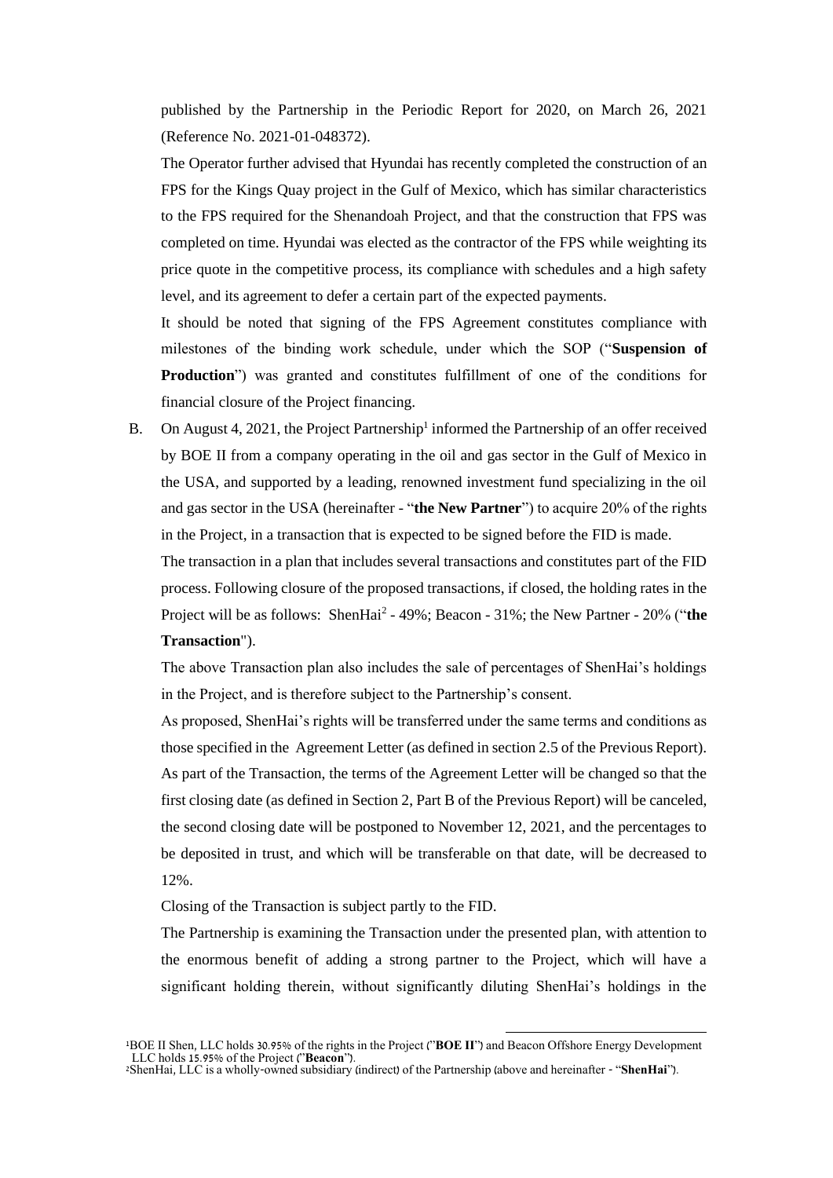published by the Partnership in the Periodic Report for 2020, on March 26, 2021 (Reference No. 2021-01-048372).

The Operator further advised that Hyundai has recently completed the construction of an FPS for the Kings Quay project in the Gulf of Mexico, which has similar characteristics to the FPS required for the Shenandoah Project, and that the construction that FPS was completed on time. Hyundai was elected as the contractor of the FPS while weighting its price quote in the competitive process, its compliance with schedules and a high safety level, and its agreement to defer a certain part of the expected payments.

It should be noted that signing of the FPS Agreement constitutes compliance with milestones of the binding work schedule, under which the SOP ("**Suspension of Production**") was granted and constitutes fulfillment of one of the conditions for financial closure of the Project financing.

B. On August 4, 2021, the Project Partnership[1] informed the Partnership of an offer received by BOE II from a company operating in the oil and gas sector in the Gulf of Mexico in the USA, and supported by a leading, renowned investment fund specializing in the oil and gas sector in the USA (hereinafter - "**the New Partner**") to acquire 20% of the rights in the Project, in a transaction that is expected to be signed before the FID is made.

The transaction in a plan that includes several transactions and constitutes part of the FID process. Following closure of the proposed transactions, if closed, the holding rates in the Project will be as follows: ShenHai[2] - 49%; Beacon - 31%; the New Partner - 20% ("**the Transaction**").

The above Transaction plan also includes the sale of percentages of ShenHai's holdings in the Project, and is therefore subject to the Partnership's consent.

As proposed, ShenHai's rights will be transferred under the same terms and conditions as those specified in the Agreement Letter (as defined in section 2.5 of the Previous Report). As part of the Transaction, the terms of the Agreement Letter will be changed so that the first closing date (as defined in Section 2, Part B of the Previous Report) will be canceled, the second closing date will be postponed to November 12, 2021, and the percentages to be deposited in trust, and which will be transferable on that date, will be decreased to 12%.

Closing of the Transaction is subject partly to the FID.

The Partnership is examining the Transaction under the presented plan, with attention to the enormous benefit of adding a strong partner to the Project, which will have a significant holding therein, without significantly diluting ShenHai's holdings in the

---

[1] BOE II Shen, LLC holds 30.95% of the rights in the Project ("**BOE II**") and Beacon Offshore Energy Development LLC holds 15.95% of the Project ("**Beacon**").

[2] ShenHai, LLC is a wholly-owned subsidiary (indirect) of the Partnership (above and hereinafter - "**ShenHai**").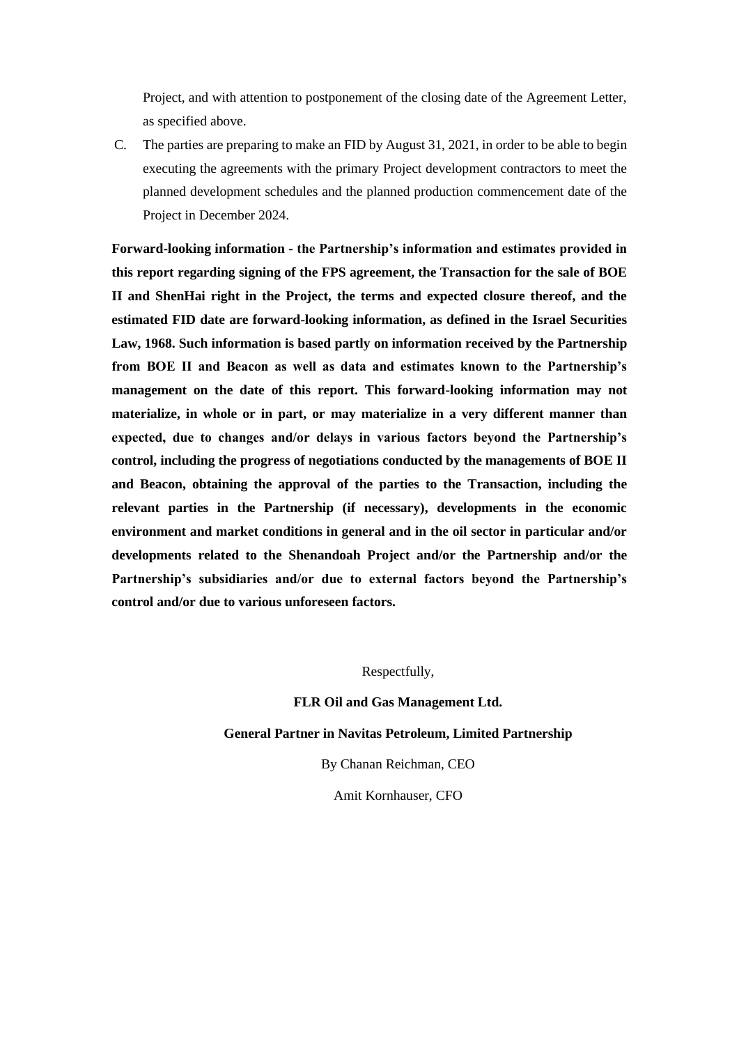Project, and with attention to postponement of the closing date of the Agreement Letter, as specified above.

C. The parties are preparing to make an FID by August 31, 2021, in order to be able to begin executing the agreements with the primary Project development contractors to meet the planned development schedules and the planned production commencement date of the Project in December 2024.

**Forward-looking information - the Partnership's information and estimates provided in this report regarding signing of the FPS agreement, the Transaction for the sale of BOE II and ShenHai right in the Project, the terms and expected closure thereof, and the estimated FID date are forward-looking information, as defined in the Israel Securities Law, 1968. Such information is based partly on information received by the Partnership from BOE II and Beacon as well as data and estimates known to the Partnership's management on the date of this report. This forward-looking information may not materialize, in whole or in part, or may materialize in a very different manner than expected, due to changes and/or delays in various factors beyond the Partnership's control, including the progress of negotiations conducted by the managements of BOE II and Beacon, obtaining the approval of the parties to the Transaction, including the relevant parties in the Partnership (if necessary), developments in the economic environment and market conditions in general and in the oil sector in particular and/or developments related to the Shenandoah Project and/or the Partnership and/or the Partnership's subsidiaries and/or due to external factors beyond the Partnership's control and/or due to various unforeseen factors.**

Respectfully,

**FLR Oil and Gas Management Ltd.**

**General Partner in Navitas Petroleum, Limited Partnership**

By Chanan Reichman, CEO

Amit Kornhauser, CFO